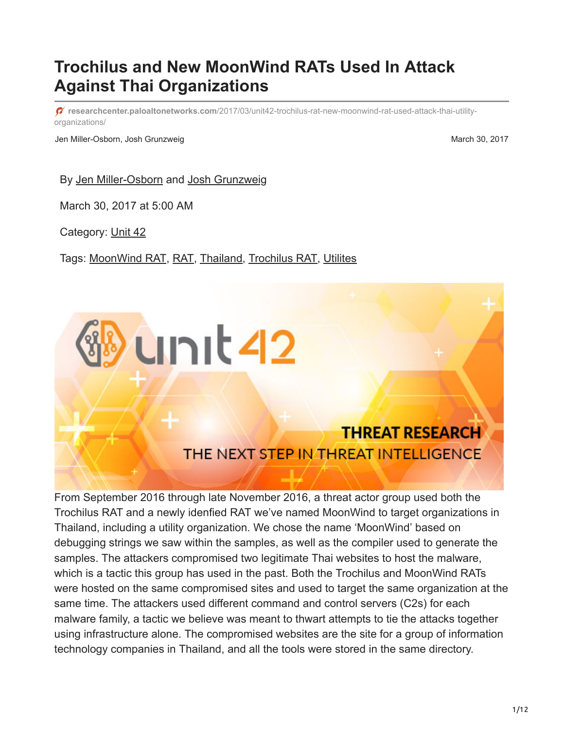# Trochilus and New MoonWind RATs Used In Attack Against Thai Organizations

researchcenter.paloaltonetworks.com/2017/03/unit42-trochilus-rat-new-moonwind-rat-used-attack-thai-utility-organizations/

Jen Miller-Osborn, Josh Grunzweig

March 30, 2017

By Jen Miller-Osborn and Josh Grunzweig

March 30, 2017 at 5:00 AM

Category: Unit 42

Tags: MoonWind RAT, RAT, Thailand, Trochilus RAT, Utilites

From September 2016 through late November 2016, a threat actor group used both the Trochilus RAT and a newly idenfied RAT we've named MoonWind to target organizations in Thailand, including a utility organization. We chose the name 'MoonWind' based on debugging strings we saw within the samples, as well as the compiler used to generate the samples. The attackers compromised two legitimate Thai websites to host the malware, which is a tactic this group has used in the past. Both the Trochilus and MoonWind RATs were hosted on the same compromised sites and used to target the same organization at the same time. The attackers used different command and control servers (C2s) for each malware family, a tactic we believe was meant to thwart attempts to tie the attacks together using infrastructure alone. The compromised websites are the site for a group of information technology companies in Thailand, and all the tools were stored in the same directory.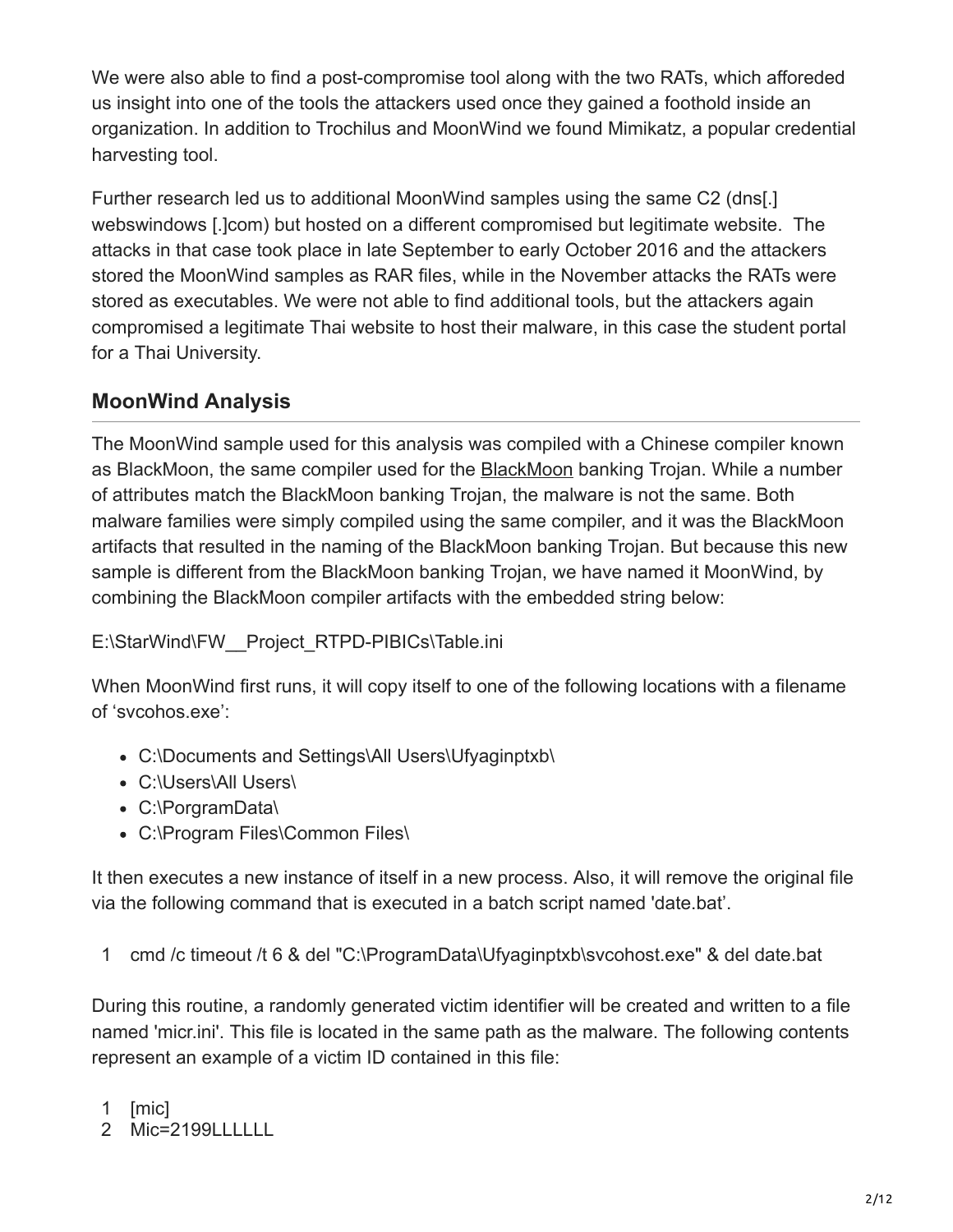We were also able to find a post-compromise tool along with the two RATs, which afforeded us insight into one of the tools the attackers used once they gained a foothold inside an organization. In addition to Trochilus and MoonWind we found Mimikatz, a popular credential harvesting tool.

Further research led us to additional MoonWind samples using the same C2 (dns[.] webswindows [.]com) but hosted on a different compromised but legitimate website. The attacks in that case took place in late September to early October 2016 and the attackers stored the MoonWind samples as RAR files, while in the November attacks the RATs were stored as executables. We were not able to find additional tools, but the attackers again compromised a legitimate Thai website to host their malware, in this case the student portal for a Thai University.

## MoonWind Analysis

The MoonWind sample used for this analysis was compiled with a Chinese compiler known as BlackMoon, the same compiler used for the BlackMoon banking Trojan. While a number of attributes match the BlackMoon banking Trojan, the malware is not the same. Both malware families were simply compiled using the same compiler, and it was the BlackMoon artifacts that resulted in the naming of the BlackMoon banking Trojan. But because this new sample is different from the BlackMoon banking Trojan, we have named it MoonWind, by combining the BlackMoon compiler artifacts with the embedded string below:

E:\StarWind\FW__Project_RTPD-PIBICs\Table.ini

When MoonWind first runs, it will copy itself to one of the following locations with a filename of 'svcohos.exe':

- C:\Documents and Settings\All Users\Ufyaginptxb\
- C:\Users\All Users\
- C:\PorgramData\
- C:\Program Files\Common Files\

It then executes a new instance of itself in a new process. Also, it will remove the original file via the following command that is executed in a batch script named 'date.bat'.

```
1  cmd /c timeout /t 6 & del "C:\ProgramData\Ufyaginptxb\svcohost.exe" & del date.bat
```

During this routine, a randomly generated victim identifier will be created and written to a file named 'micr.ini'. This file is located in the same path as the malware. The following contents represent an example of a victim ID contained in this file:

```
1  [mic]
2  Mic=2199LLLLLL
```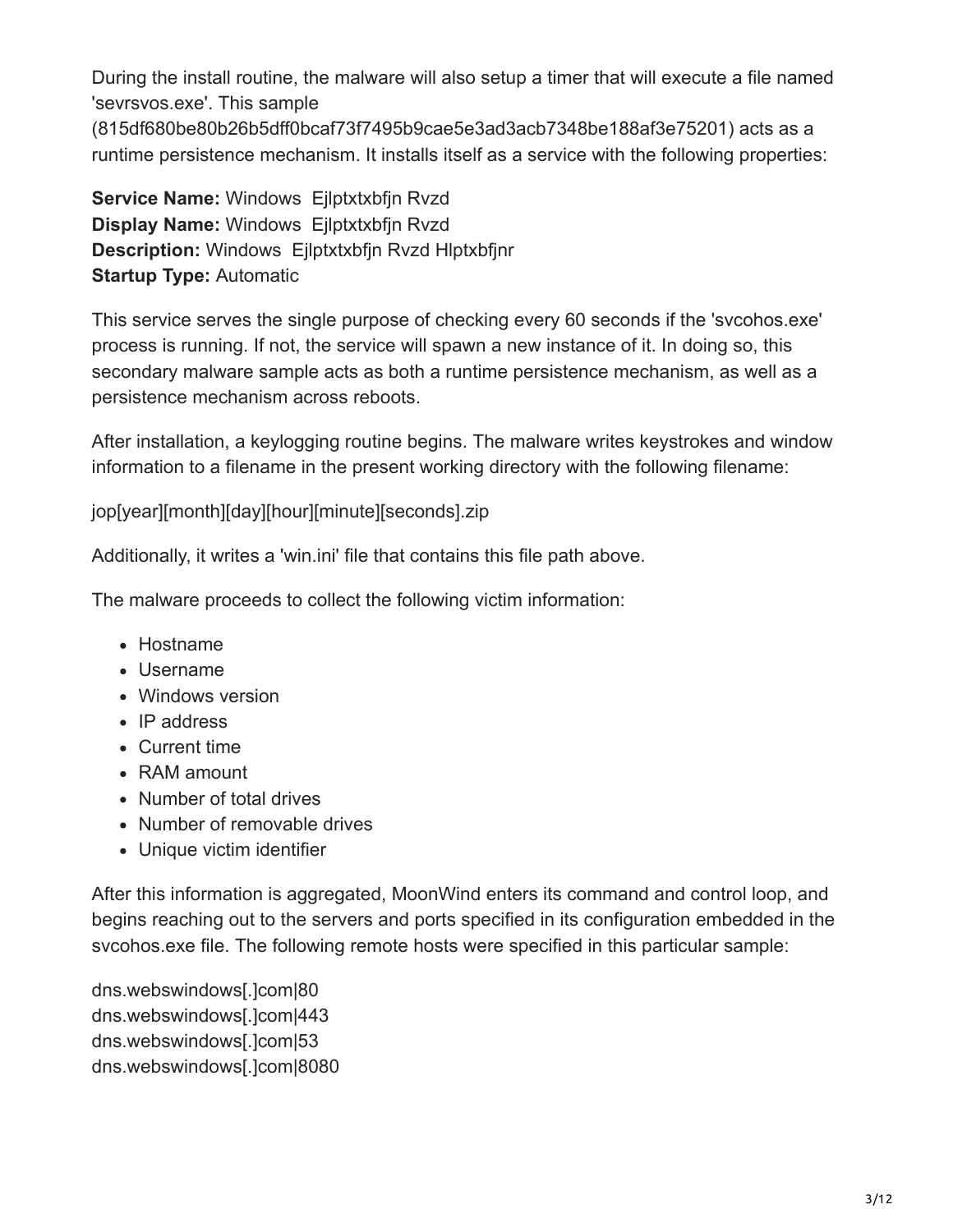During the install routine, the malware will also setup a timer that will execute a file named 'sevrsvos.exe'. This sample (815df680be80b26b5dff0bcaf73f7495b9cae5e3ad3acb7348be188af3e75201) acts as a runtime persistence mechanism. It installs itself as a service with the following properties:

**Service Name:** Windows  Ejlptxtxbfjn Rvzd
**Display Name:** Windows  Ejlptxtxbfjn Rvzd
**Description:** Windows  Ejlptxtxbfjn Rvzd Hlptxbfjnr
**Startup Type:** Automatic

This service serves the single purpose of checking every 60 seconds if the 'svcohos.exe' process is running. If not, the service will spawn a new instance of it. In doing so, this secondary malware sample acts as both a runtime persistence mechanism, as well as a persistence mechanism across reboots.

After installation, a keylogging routine begins. The malware writes keystrokes and window information to a filename in the present working directory with the following filename:

jop[year][month][day][hour][minute][seconds].zip

Additionally, it writes a 'win.ini' file that contains this file path above.

The malware proceeds to collect the following victim information:

- Hostname
- Username
- Windows version
- IP address
- Current time
- RAM amount
- Number of total drives
- Number of removable drives
- Unique victim identifier

After this information is aggregated, MoonWind enters its command and control loop, and begins reaching out to the servers and ports specified in its configuration embedded in the svcohos.exe file. The following remote hosts were specified in this particular sample:

dns.webswindows[.]com|80
dns.webswindows[.]com|443
dns.webswindows[.]com|53
dns.webswindows[.]com|8080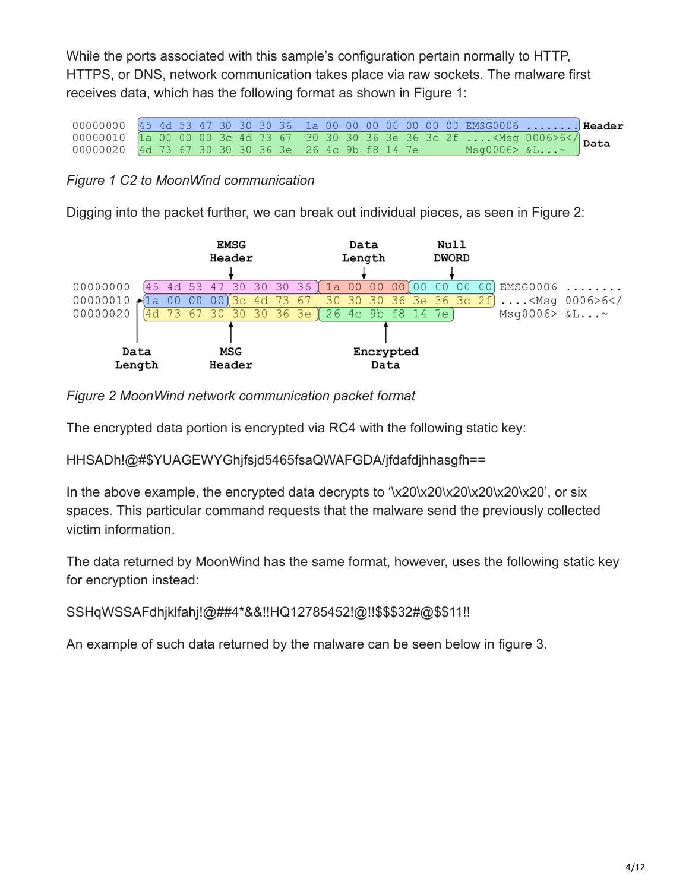While the ports associated with this sample's configuration pertain normally to HTTP, HTTPS, or DNS, network communication takes place via raw sockets. The malware first receives data, which has the following format as shown in Figure 1:

```
00000000  45 4d 53 47 30 30 30 36  1a 00 00 00 00 00 00 00 EMSG0006 ........  Header
00000010  1a 00 00 00 3c 4d 73 67  30 30 30 36 3e 36 3c 2f ....<Msg 0006>6</  Data
00000020  4d 73 67 30 30 30 36 3e  26 4c 9b f8 14 7e       Msg0006> &L...~
```

*Figure 1 C2 to MoonWind communication*

Digging into the packet further, we can break out individual pieces, as seen in Figure 2:

```
                EMSG                    Data          Null
               Header                  Length         DWORD
00000000  45 4d 53 47 30 30 30 36  1a 00 00 00  00 00 00 00  EMSG0006 ........
00000010  1a 00 00 00  3c 4d 73 67  30 30 30 36 3e 36 3c 2f  ....<Msg 0006>6</
00000020  4d 73 67 30 30 30 36 3e  26 4c 9b f8 14 7e         Msg0006> &L...~

       Data        MSG                  Encrypted
      Length      Header                  Data
```

*Figure 2 MoonWind network communication packet format*

The encrypted data portion is encrypted via RC4 with the following static key:

HHSADh!@#$YUAGEWYGhjfsjd5465fsaQWAFGDA/jfdafdjhhasgfh==

In the above example, the encrypted data decrypts to '\x20\x20\x20\x20\x20\x20', or six spaces. This particular command requests that the malware send the previously collected victim information.

The data returned by MoonWind has the same format, however, uses the following static key for encryption instead:

SSHqWSSAFdhjklfahj!@##4*&&!!HQ12785452!@!!$$$32#@$$11!!

An example of such data returned by the malware can be seen below in figure 3.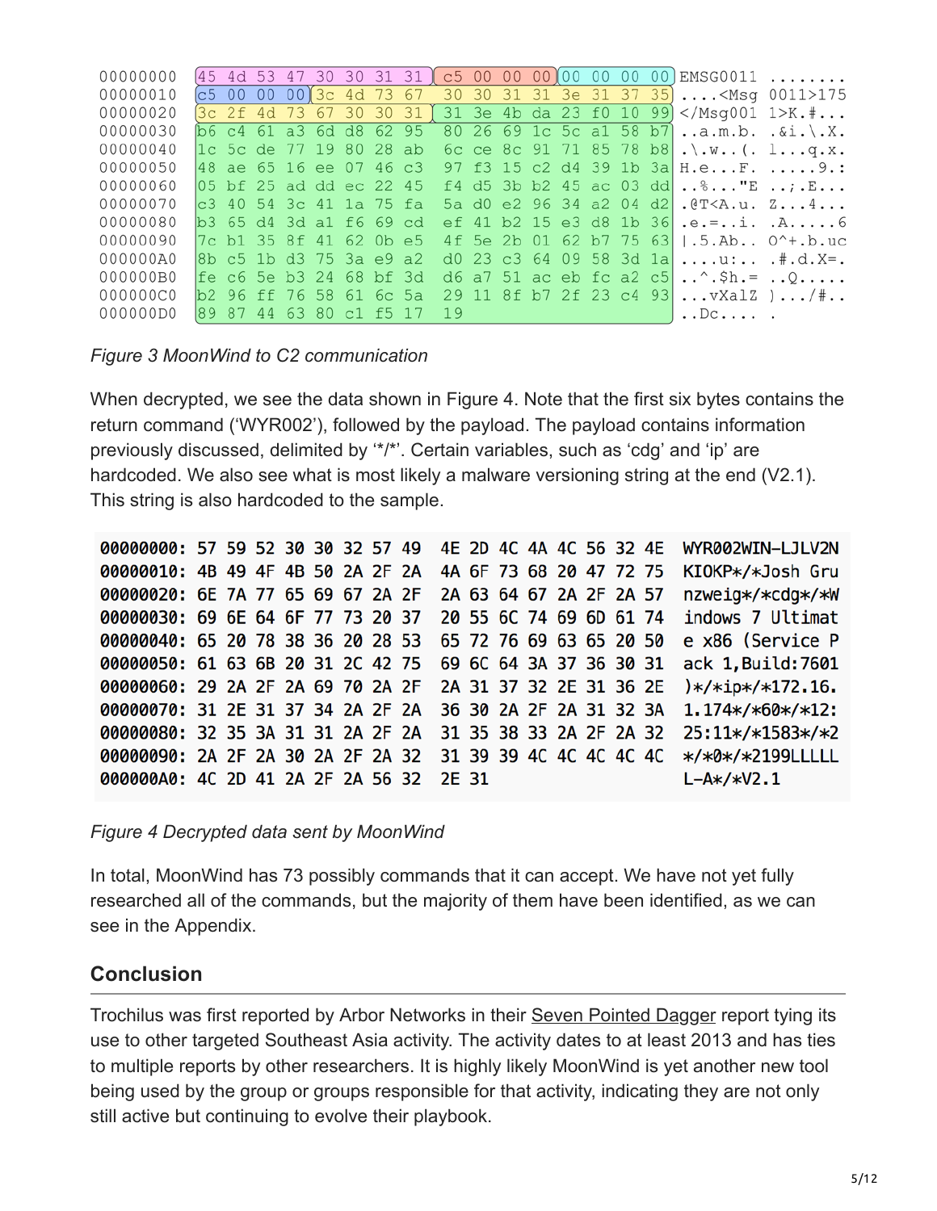```
00000000  45 4d 53 47 30 30 31 31  c5 00 00 00 00 00 00 00  EMSG0011 ........
00000010  c5 00 00 00 3c 4d 73 67  30 30 31 31 3e 31 37 35  ....<Msg 0011>175
00000020  3c 2f 4d 73 67 30 30 31  31 3e 4b da 23 f0 10 99  </Msg001 1>K.#...
00000030  b6 c4 61 a3 6d d8 62 95  80 26 69 1c 5c a1 58 b7  ..a.m.b. .&i.\.X.
00000040  1c 5c de 77 19 80 28 ab  6c ce 8c 91 71 85 78 b8  .\.w..(. l...q.x.
00000050  48 ae 65 16 ee 07 46 c3  97 f3 15 c2 d4 39 1b 3a  H.e...F. .....9.:
00000060  05 bf 25 ad dd ec 22 45  f4 d5 3b b2 45 ac 03 dd  ..%..."E ..;.E...
00000070  c3 40 54 3c 41 1a 75 fa  5a d0 e2 96 34 a2 04 d2  .@T<A.u. Z...4...
00000080  b3 65 d4 3d a1 f6 69 cd  ef 41 b2 15 e3 d8 1b 36  .e.=..i. .A.....6
00000090  7c b1 35 8f 41 62 0b e5  4f 5e 2b 01 62 b7 75 63  |.5.Ab.. O^+.b.uc
000000A0  8b c5 1b d3 75 3a e9 a2  d0 23 c3 64 09 58 3d 1a  ....u:.. .#.d.X=.
000000B0  fe c6 5e b3 24 68 bf 3d  d6 a7 51 ac eb fc a2 c5  ..^.$h.= ..Q.....
000000C0  b2 96 ff 76 58 61 6c 5a  29 11 8f b7 2f 23 c4 93  ...vXalZ )..../#..
000000D0  89 87 44 63 80 c1 f5 17  19                       ..Dc.... .
```

*Figure 3 MoonWind to C2 communication*

When decrypted, we see the data shown in Figure 4. Note that the first six bytes contains the return command ('WYR002'), followed by the payload. The payload contains information previously discussed, delimited by '*/*'. Certain variables, such as 'cdg' and 'ip' are hardcoded. We also see what is most likely a malware versioning string at the end (V2.1). This string is also hardcoded to the sample.

```
00000000: 57 59 52 30 30 32 57 49  4E 2D 4C 4A 4C 56 32 4E  WYR002WIN-LJLV2N
00000010: 4B 49 4F 4B 50 2A 2F 2A  4A 6F 73 68 20 47 72 75  KIOKP*/*Josh Gru
00000020: 6E 7A 77 65 69 67 2A 2F  2A 63 64 67 2A 2F 2A 57  nzweig*/*cdg*/*W
00000030: 69 6E 64 6F 77 73 20 37  20 55 6C 74 69 6D 61 74  indows 7 Ultimat
00000040: 65 20 78 38 36 20 28 53  65 72 76 69 63 65 20 50  e x86 (Service P
00000050: 61 63 6B 20 31 2C 42 75  69 6C 64 3A 37 36 30 31  ack 1,Build:7601
00000060: 29 2A 2F 2A 69 70 2A 2F  2A 31 37 32 2E 31 36 2E  )*/*ip*/*172.16.
00000070: 31 2E 31 37 34 2A 2F 2A  36 30 2A 2F 2A 31 32 3A  1.174*/*60*/*12:
00000080: 32 35 3A 31 31 2A 2F 2A  31 35 38 33 2A 2F 2A 32  25:11*/*1583*/*2
00000090: 2A 2F 2A 30 2A 2F 2A 32  31 39 39 4C 4C 4C 4C 4C  */*0*/*2199LLLLL
000000A0: 4C 2D 41 2A 2F 2A 56 32  2E 31                    L-A*/*V2.1
```

*Figure 4 Decrypted data sent by MoonWind*

In total, MoonWind has 73 possibly commands that it can accept. We have not yet fully researched all of the commands, but the majority of them have been identified, as we can see in the Appendix.

## Conclusion

Trochilus was first reported by Arbor Networks in their Seven Pointed Dagger report tying its use to other targeted Southeast Asia activity. The activity dates to at least 2013 and has ties to multiple reports by other researchers. It is highly likely MoonWind is yet another new tool being used by the group or groups responsible for that activity, indicating they are not only still active but continuing to evolve their playbook.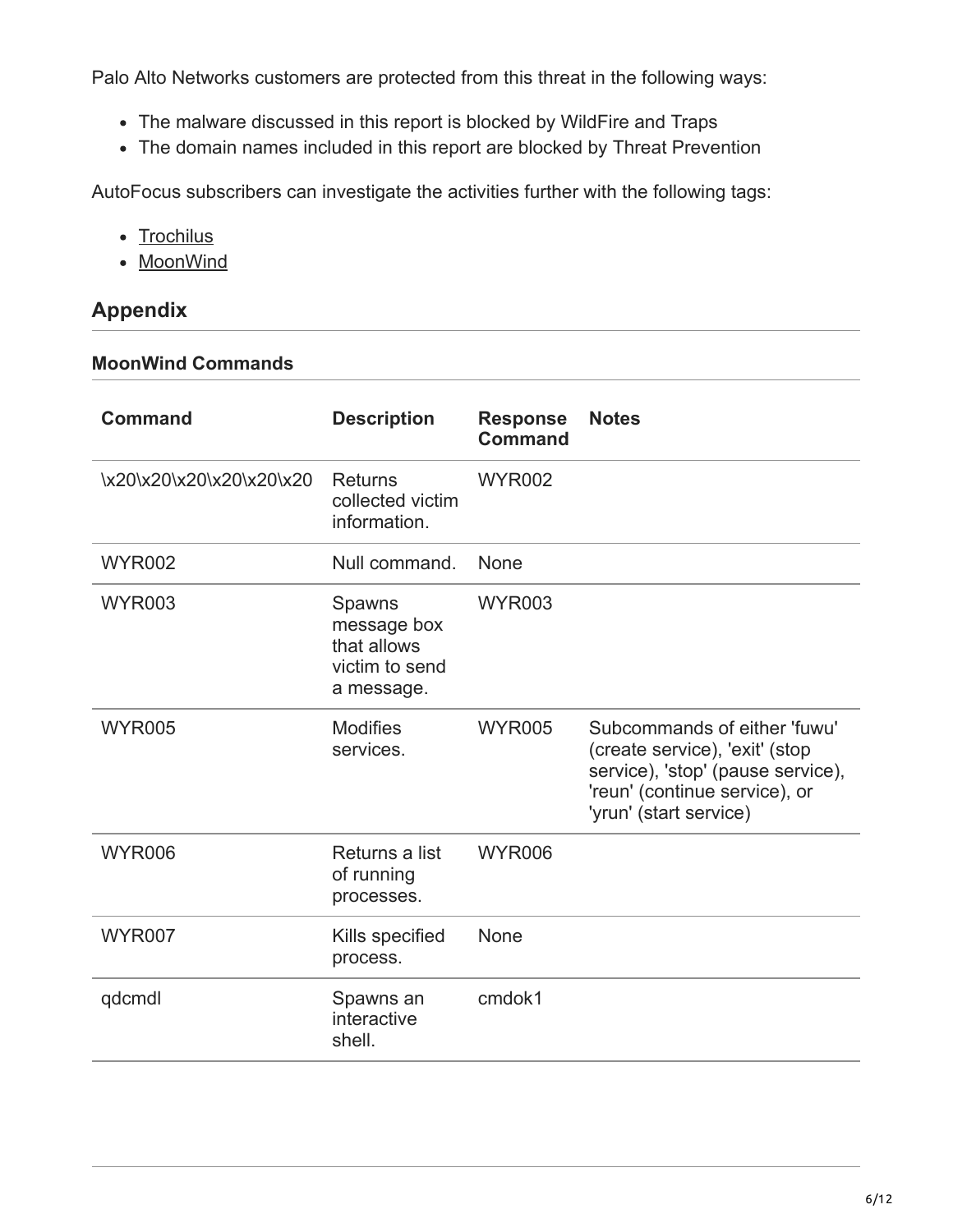Palo Alto Networks customers are protected from this threat in the following ways:

- The malware discussed in this report is blocked by WildFire and Traps
- The domain names included in this report are blocked by Threat Prevention

AutoFocus subscribers can investigate the activities further with the following tags:

- Trochilus
- MoonWind

## Appendix

### MoonWind Commands

| Command | Description | Response Command | Notes |
|---|---|---|---|
| \x20\x20\x20\x20\x20\x20 | Returns collected victim information. | WYR002 | |
| WYR002 | Null command. | None | |
| WYR003 | Spawns message box that allows victim to send a message. | WYR003 | |
| WYR005 | Modifies services. | WYR005 | Subcommands of either 'fuwu' (create service), 'exit' (stop service), 'stop' (pause service), 'reun' (continue service), or 'yrun' (start service) |
| WYR006 | Returns a list of running processes. | WYR006 | |
| WYR007 | Kills specified process. | None | |
| qdcmdl | Spawns an interactive shell. | cmdok1 | |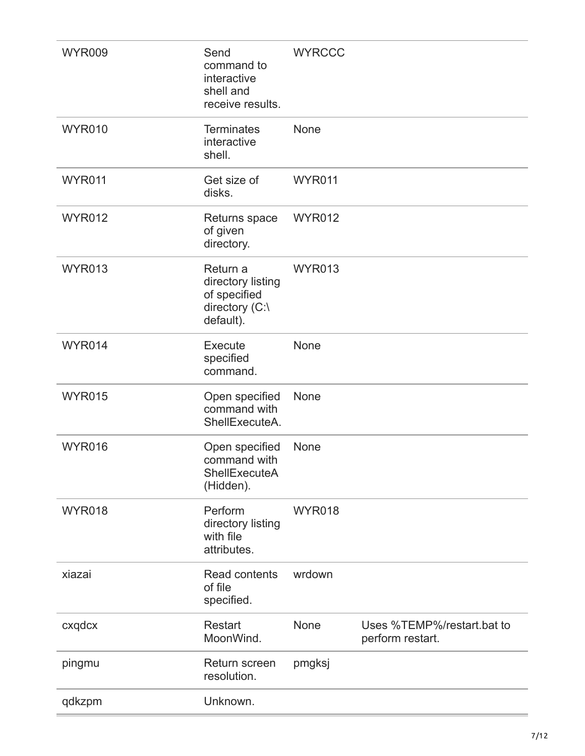| | | | |
|---|---|---|---|
| WYR009 | Send command to interactive shell and receive results. | WYRCCC | |
| WYR010 | Terminates interactive shell. | None | |
| WYR011 | Get size of disks. | WYR011 | |
| WYR012 | Returns space of given directory. | WYR012 | |
| WYR013 | Return a directory listing of specified directory (C:\ default). | WYR013 | |
| WYR014 | Execute specified command. | None | |
| WYR015 | Open specified command with ShellExecuteA. | None | |
| WYR016 | Open specified command with ShellExecuteA (Hidden). | None | |
| WYR018 | Perform directory listing with file attributes. | WYR018 | |
| xiazai | Read contents of file specified. | wrdown | |
| cxqdcx | Restart MoonWind. | None | Uses %TEMP%/restart.bat to perform restart. |
| pingmu | Return screen resolution. | pmgksj | |
| qdkzpm | Unknown. | | |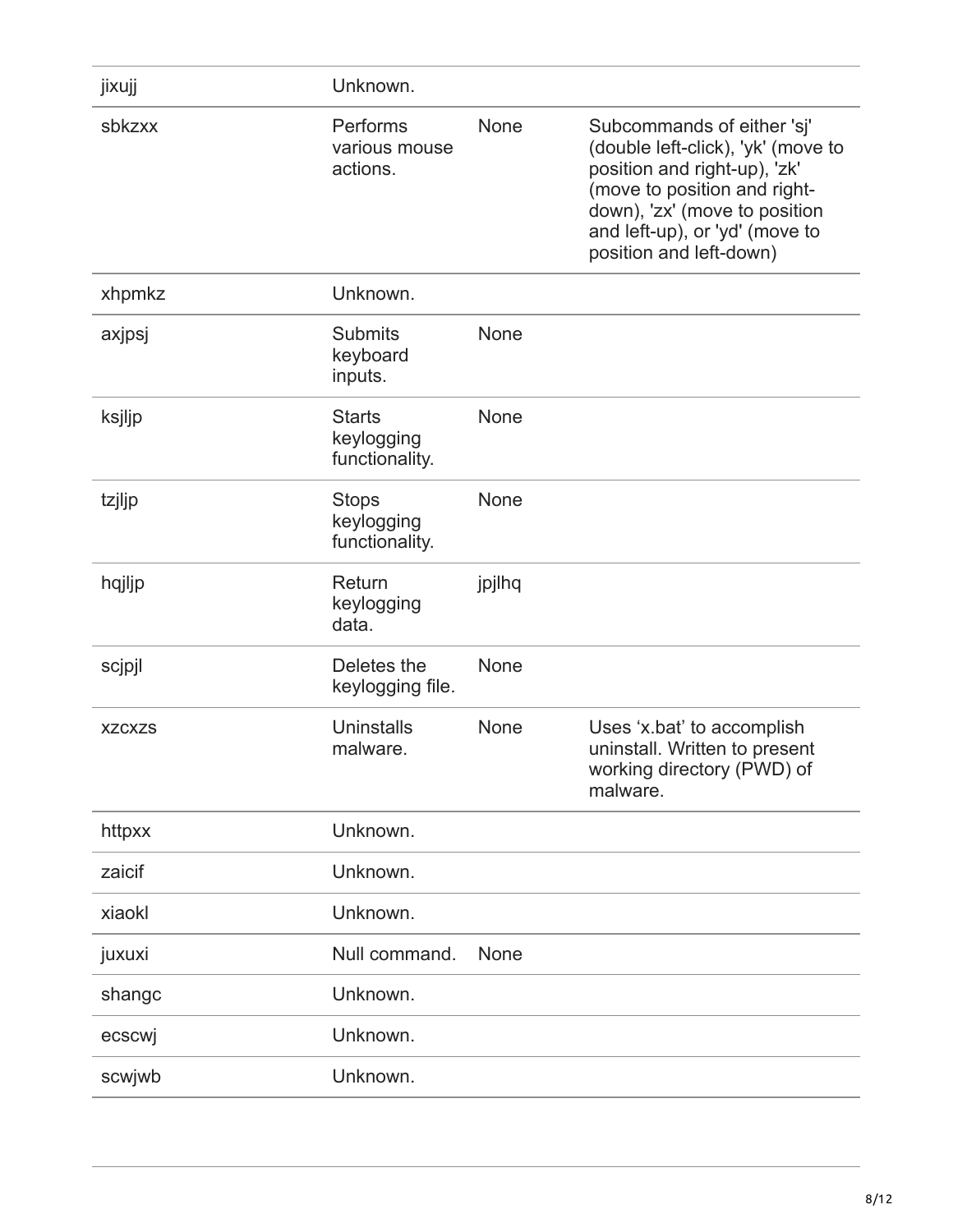| | | | |
|---|---|---|---|
| jixujj | Unknown. | | |
| sbkzxx | Performs various mouse actions. | None | Subcommands of either 'sj' (double left-click), 'yk' (move to position and right-up), 'zk' (move to position and right-down), 'zx' (move to position and left-up), or 'yd' (move to position and left-down) |
| xhpmkz | Unknown. | | |
| axjpsj | Submits keyboard inputs. | None | |
| ksjljp | Starts keylogging functionality. | None | |
| tzjljp | Stops keylogging functionality. | None | |
| hqjljp | Return keylogging data. | jpjlhq | |
| scjpjl | Deletes the keylogging file. | None | |
| xzcxzs | Uninstalls malware. | None | Uses 'x.bat' to accomplish uninstall. Written to present working directory (PWD) of malware. |
| httpxx | Unknown. | | |
| zaicif | Unknown. | | |
| xiaokl | Unknown. | | |
| juxuxi | Null command. | None | |
| shangc | Unknown. | | |
| ecscwj | Unknown. | | |
| scwjwb | Unknown. | | |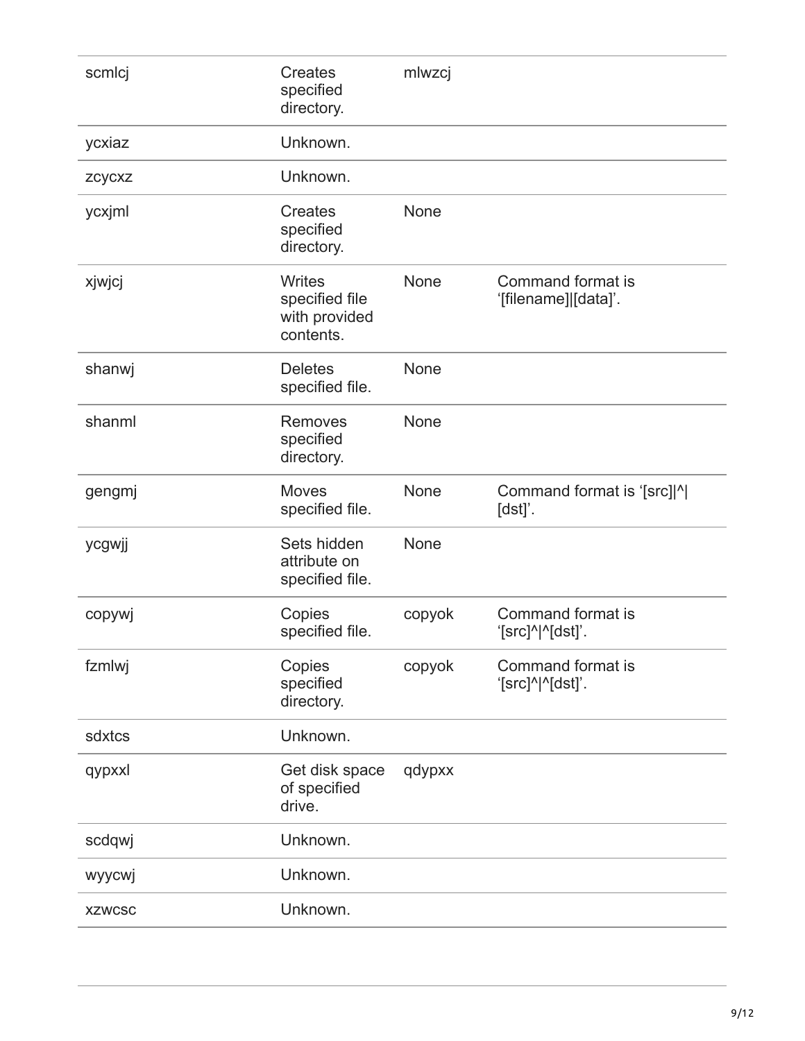| | | | |
|---|---|---|---|
| scmlcj | Creates specified directory. | mlwzcj | |
| ycxiaz | Unknown. | | |
| zcycxz | Unknown. | | |
| ycxjml | Creates specified directory. | None | |
| xjwjcj | Writes specified file with provided contents. | None | Command format is ‘[filename]\|[data]’. |
| shanwj | Deletes specified file. | None | |
| shanml | Removes specified directory. | None | |
| gengmj | Moves specified file. | None | Command format is ‘[src]\|^\|[dst]’. |
| ycgwjj | Sets hidden attribute on specified file. | None | |
| copywj | Copies specified file. | copyok | Command format is ‘[src]^\|^[dst]’. |
| fzmlwj | Copies specified directory. | copyok | Command format is ‘[src]^\|^[dst]’. |
| sdxtcs | Unknown. | | |
| qypxxl | Get disk space of specified drive. | qdypxx | |
| scdqwj | Unknown. | | |
| wyycwj | Unknown. | | |
| xzwcsc | Unknown. | | |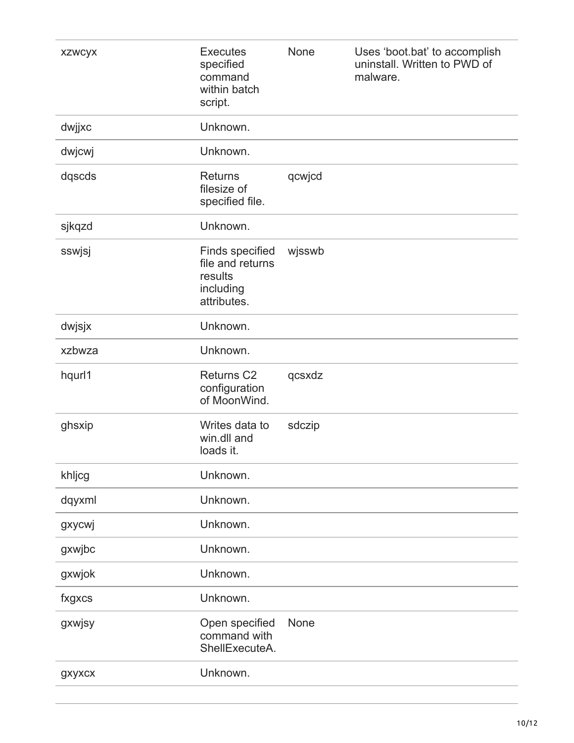| | | | |
|---|---|---|---|
| xzwcyx | Executes specified command within batch script. | None | Uses 'boot.bat' to accomplish uninstall. Written to PWD of malware. |
| dwjjxc | Unknown. | | |
| dwjcwj | Unknown. | | |
| dqscds | Returns filesize of specified file. | qcwjcd | |
| sjkqzd | Unknown. | | |
| sswjsj | Finds specified file and returns results including attributes. | wjsswb | |
| dwjsjx | Unknown. | | |
| xzbwza | Unknown. | | |
| hqurl1 | Returns C2 configuration of MoonWind. | qcsxdz | |
| ghsxip | Writes data to win.dll and loads it. | sdczip | |
| khljcg | Unknown. | | |
| dqyxml | Unknown. | | |
| gxycwj | Unknown. | | |
| gxwjbc | Unknown. | | |
| gxwjok | Unknown. | | |
| fxgxcs | Unknown. | | |
| gxwjsy | Open specified command with ShellExecuteA. | None | |
| gxyxcx | Unknown. | | |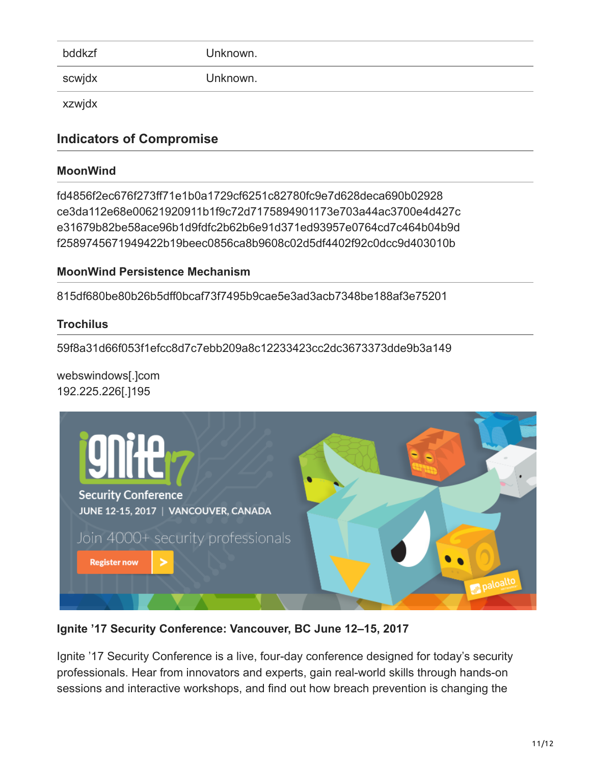| bddkzf | Unknown. |
| --- | --- |
| scwjdx | Unknown. |
| xzwjdx | |

## Indicators of Compromise

### MoonWind

fd4856f2ec676f273ff71e1b0a1729cf6251c82780fc9e7d628deca690b02928
ce3da112e68e00621920911b1f9c72d7175894901173e703a44ac3700e4d427c
e31679b82be58ace96b1d9fdfc2b62b6e91d371ed93957e0764cd7c464b04b9d
f2589745671949422b19beec0856ca8b9608c02d5df4402f92c0dcc9d403010b

### MoonWind Persistence Mechanism

815df680be80b26b5dff0bcaf73f7495b9cae5e3ad3acb7348be188af3e75201

### Trochilus

59f8a31d66f053f1efcc8d7c7ebb209a8c12233423cc2dc3673373dde9b3a149

webswindows[.]com
192.225.226[.]195

**Ignite '17 Security Conference: Vancouver, BC June 12–15, 2017**

Ignite '17 Security Conference is a live, four-day conference designed for today's security professionals. Hear from innovators and experts, gain real-world skills through hands-on sessions and interactive workshops, and find out how breach prevention is changing the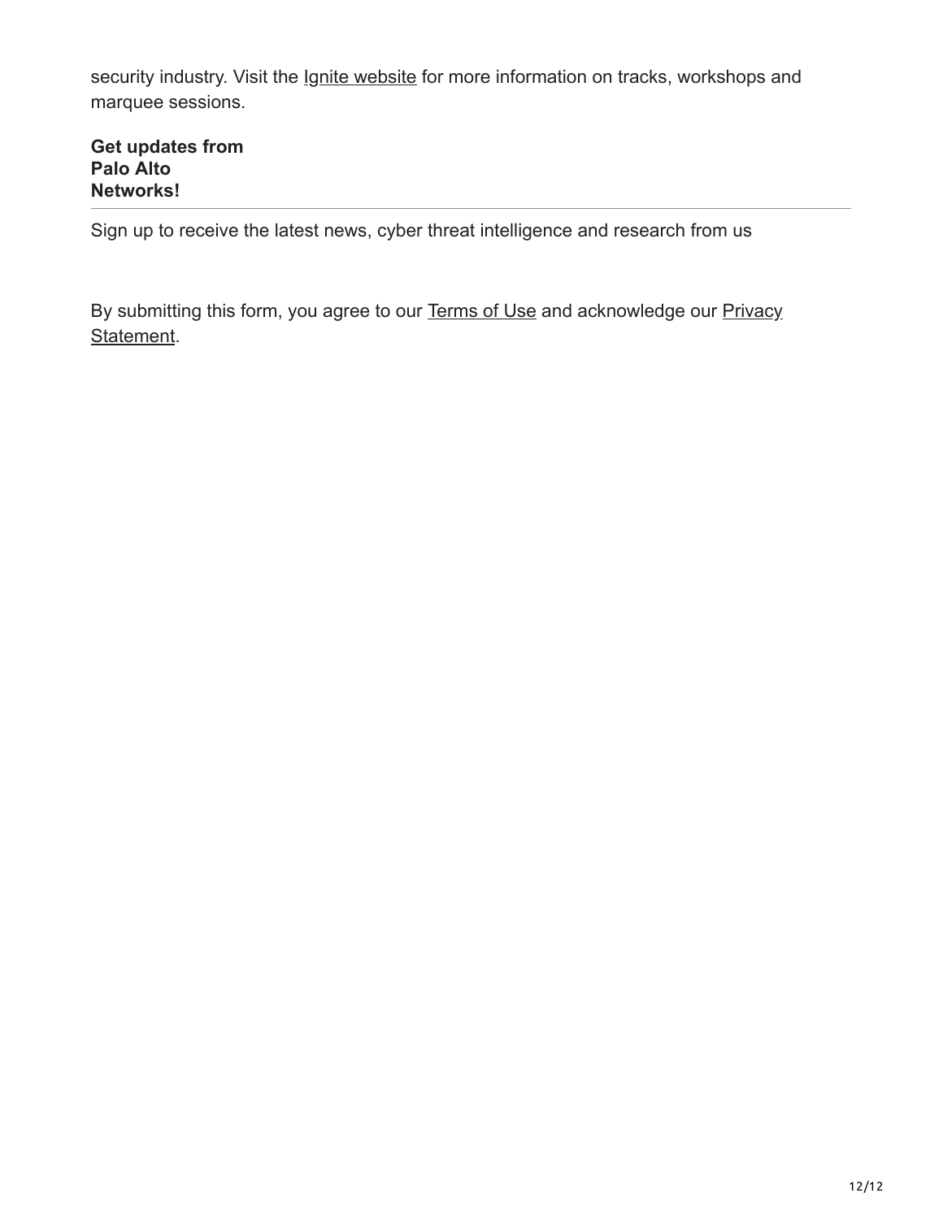security industry. Visit the Ignite website for more information on tracks, workshops and marquee sessions.

**Get updates from Palo Alto Networks!**

Sign up to receive the latest news, cyber threat intelligence and research from us

By submitting this form, you agree to our Terms of Use and acknowledge our Privacy Statement.